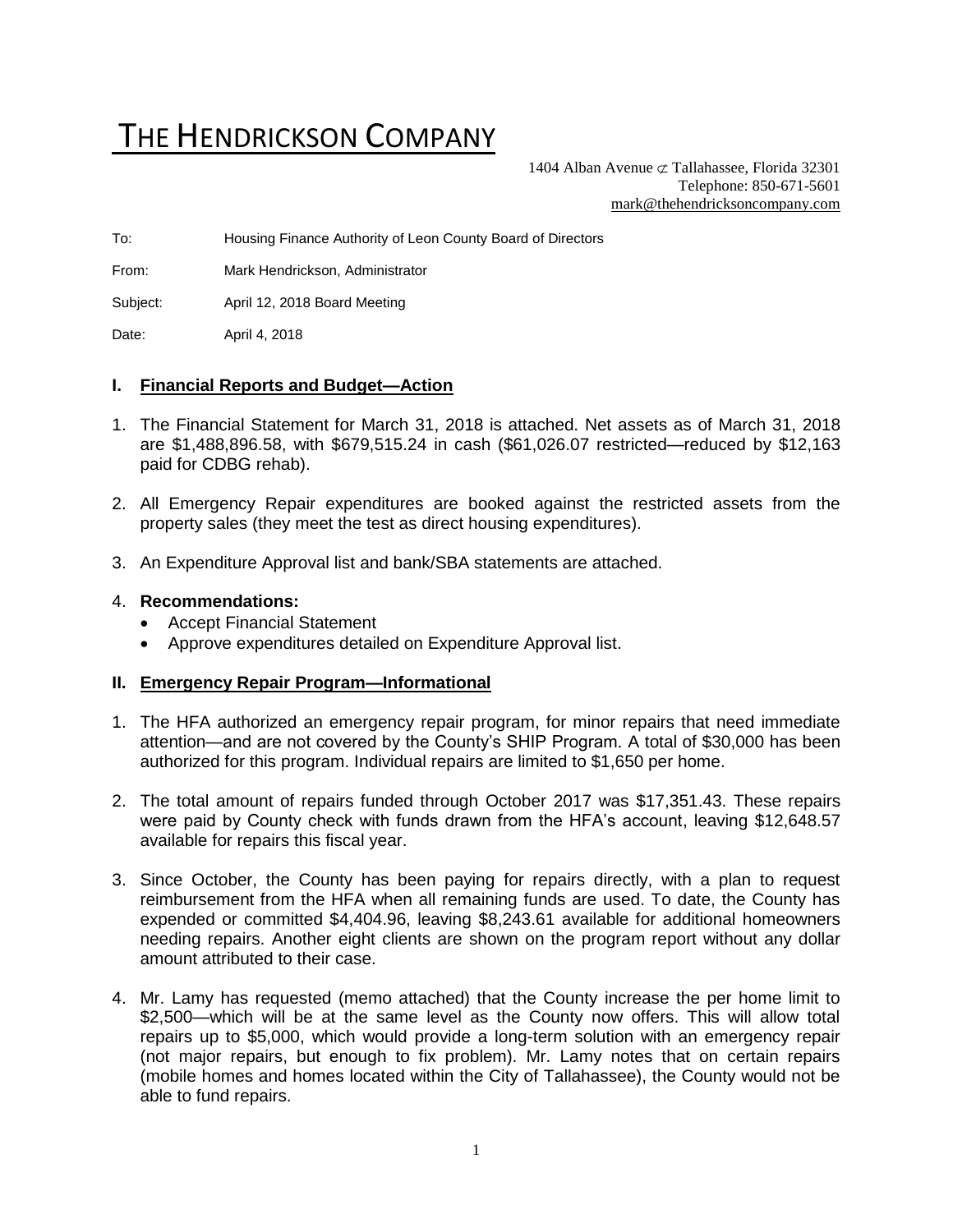# THE HENDRICKSON COMPANY

1404 Alban Avenue ⊄ Tallahassee, Florida 32301
Telephone: 850-671-5601
mark@thehendricksoncompany.com

To: Housing Finance Authority of Leon County Board of Directors

From: Mark Hendrickson, Administrator

Subject: April 12, 2018 Board Meeting

Date: April 4, 2018

## I. Financial Reports and Budget—Action

1. The Financial Statement for March 31, 2018 is attached. Net assets as of March 31, 2018 are $1,488,896.58, with $679,515.24 in cash ($61,026.07 restricted—reduced by $12,163 paid for CDBG rehab).

2. All Emergency Repair expenditures are booked against the restricted assets from the property sales (they meet the test as direct housing expenditures).

3. An Expenditure Approval list and bank/SBA statements are attached.

4. **Recommendations:**
   - Accept Financial Statement
   - Approve expenditures detailed on Expenditure Approval list.

## II. Emergency Repair Program—Informational

1. The HFA authorized an emergency repair program, for minor repairs that need immediate attention—and are not covered by the County's SHIP Program. A total of $30,000 has been authorized for this program. Individual repairs are limited to $1,650 per home.

2. The total amount of repairs funded through October 2017 was $17,351.43. These repairs were paid by County check with funds drawn from the HFA's account, leaving $12,648.57 available for repairs this fiscal year.

3. Since October, the County has been paying for repairs directly, with a plan to request reimbursement from the HFA when all remaining funds are used. To date, the County has expended or committed $4,404.96, leaving $8,243.61 available for additional homeowners needing repairs. Another eight clients are shown on the program report without any dollar amount attributed to their case.

4. Mr. Lamy has requested (memo attached) that the County increase the per home limit to $2,500—which will be at the same level as the County now offers. This will allow total repairs up to $5,000, which would provide a long-term solution with an emergency repair (not major repairs, but enough to fix problem). Mr. Lamy notes that on certain repairs (mobile homes and homes located within the City of Tallahassee), the County would not be able to fund repairs.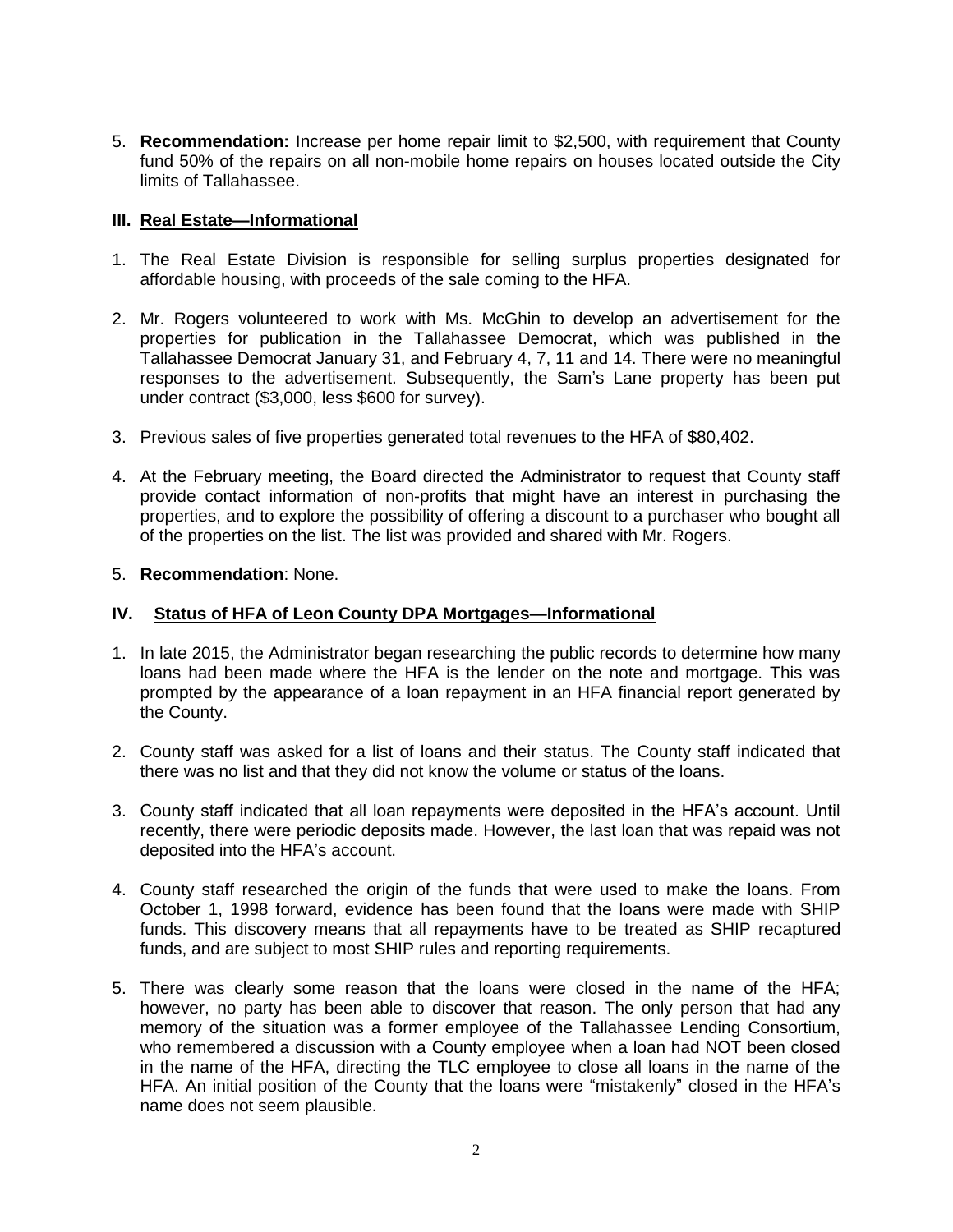5. **Recommendation:** Increase per home repair limit to $2,500, with requirement that County fund 50% of the repairs on all non-mobile home repairs on houses located outside the City limits of Tallahassee.

## III. Real Estate—Informational

1. The Real Estate Division is responsible for selling surplus properties designated for affordable housing, with proceeds of the sale coming to the HFA.

2. Mr. Rogers volunteered to work with Ms. McGhin to develop an advertisement for the properties for publication in the Tallahassee Democrat, which was published in the Tallahassee Democrat January 31, and February 4, 7, 11 and 14. There were no meaningful responses to the advertisement. Subsequently, the Sam's Lane property has been put under contract ($3,000, less $600 for survey).

3. Previous sales of five properties generated total revenues to the HFA of $80,402.

4. At the February meeting, the Board directed the Administrator to request that County staff provide contact information of non-profits that might have an interest in purchasing the properties, and to explore the possibility of offering a discount to a purchaser who bought all of the properties on the list. The list was provided and shared with Mr. Rogers.

5. **Recommendation**: None.

## IV. Status of HFA of Leon County DPA Mortgages—Informational

1. In late 2015, the Administrator began researching the public records to determine how many loans had been made where the HFA is the lender on the note and mortgage. This was prompted by the appearance of a loan repayment in an HFA financial report generated by the County.

2. County staff was asked for a list of loans and their status. The County staff indicated that there was no list and that they did not know the volume or status of the loans.

3. County staff indicated that all loan repayments were deposited in the HFA's account. Until recently, there were periodic deposits made. However, the last loan that was repaid was not deposited into the HFA's account.

4. County staff researched the origin of the funds that were used to make the loans. From October 1, 1998 forward, evidence has been found that the loans were made with SHIP funds. This discovery means that all repayments have to be treated as SHIP recaptured funds, and are subject to most SHIP rules and reporting requirements.

5. There was clearly some reason that the loans were closed in the name of the HFA; however, no party has been able to discover that reason. The only person that had any memory of the situation was a former employee of the Tallahassee Lending Consortium, who remembered a discussion with a County employee when a loan had NOT been closed in the name of the HFA, directing the TLC employee to close all loans in the name of the HFA. An initial position of the County that the loans were "mistakenly" closed in the HFA's name does not seem plausible.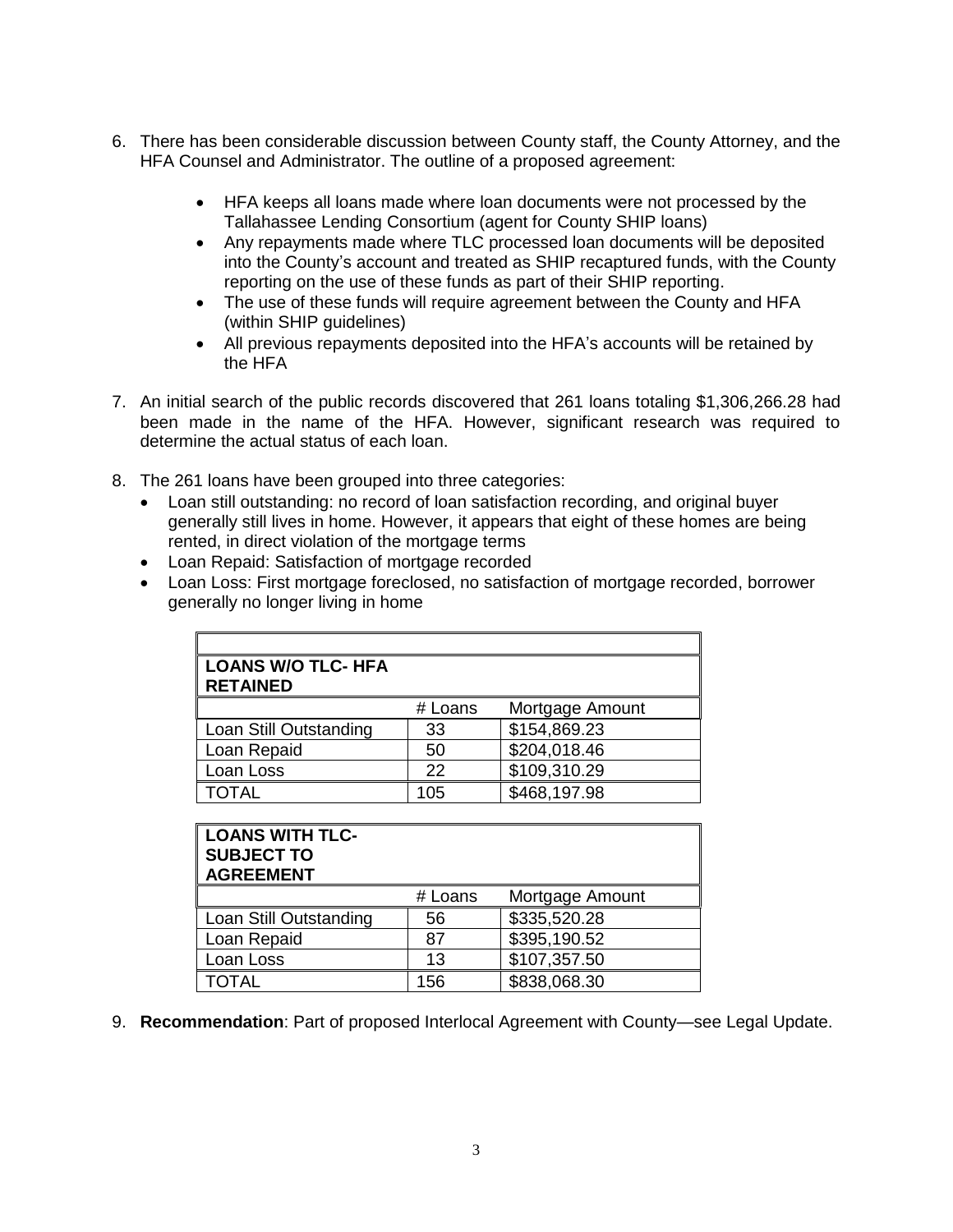6. There has been considerable discussion between County staff, the County Attorney, and the HFA Counsel and Administrator. The outline of a proposed agreement:

    - HFA keeps all loans made where loan documents were not processed by the Tallahassee Lending Consortium (agent for County SHIP loans)
    - Any repayments made where TLC processed loan documents will be deposited into the County's account and treated as SHIP recaptured funds, with the County reporting on the use of these funds as part of their SHIP reporting.
    - The use of these funds will require agreement between the County and HFA (within SHIP guidelines)
    - All previous repayments deposited into the HFA's accounts will be retained by the HFA

7. An initial search of the public records discovered that 261 loans totaling $1,306,266.28 had been made in the name of the HFA. However, significant research was required to determine the actual status of each loan.

8. The 261 loans have been grouped into three categories:
    - Loan still outstanding: no record of loan satisfaction recording, and original buyer generally still lives in home. However, it appears that eight of these homes are being rented, in direct violation of the mortgage terms
    - Loan Repaid: Satisfaction of mortgage recorded
    - Loan Loss: First mortgage foreclosed, no satisfaction of mortgage recorded, borrower generally no longer living in home

| **LOANS W/O TLC- HFA RETAINED** | | |
|---|---|---|
| | # Loans | Mortgage Amount |
| Loan Still Outstanding | 33 | $154,869.23 |
| Loan Repaid | 50 | $204,018.46 |
| Loan Loss | 22 | $109,310.29 |
| TOTAL | 105 | $468,197.98 |

| **LOANS WITH TLC- SUBJECT TO AGREEMENT** | | |
|---|---|---|
| | # Loans | Mortgage Amount |
| Loan Still Outstanding | 56 | $335,520.28 |
| Loan Repaid | 87 | $395,190.52 |
| Loan Loss | 13 | $107,357.50 |
| TOTAL | 156 | $838,068.30 |

9. **Recommendation**: Part of proposed Interlocal Agreement with County—see Legal Update.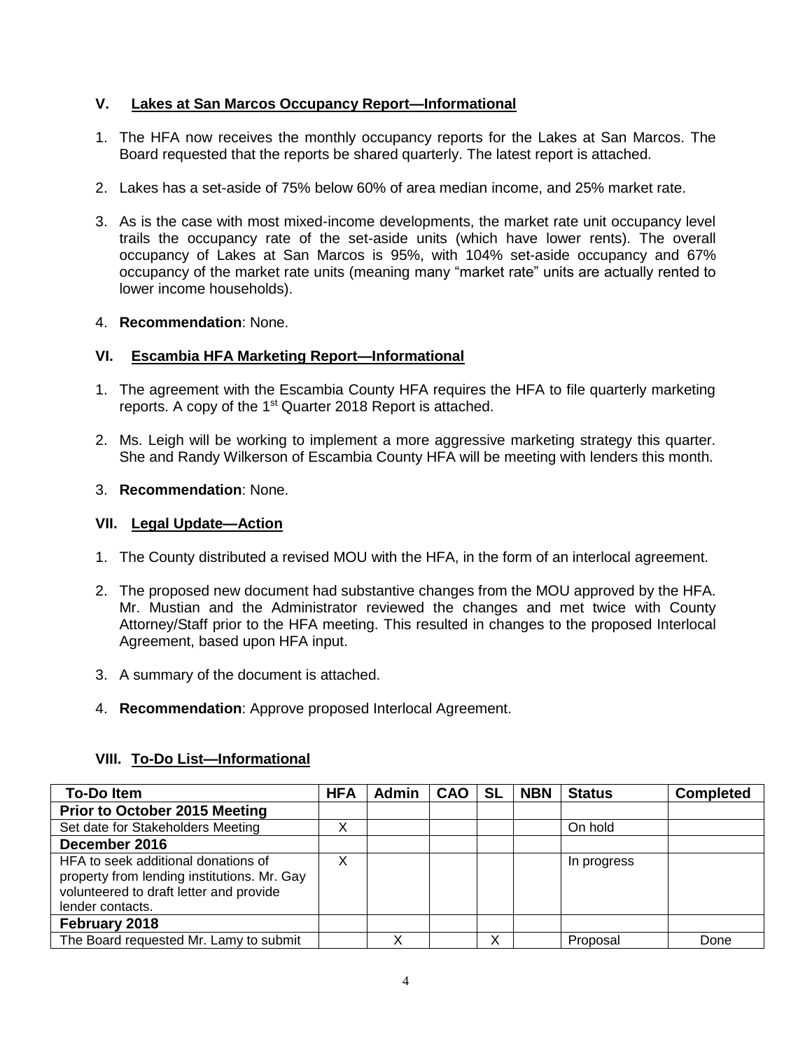## V. Lakes at San Marcos Occupancy Report—Informational

1. The HFA now receives the monthly occupancy reports for the Lakes at San Marcos. The Board requested that the reports be shared quarterly. The latest report is attached.
2. Lakes has a set-aside of 75% below 60% of area median income, and 25% market rate.
3. As is the case with most mixed-income developments, the market rate unit occupancy level trails the occupancy rate of the set-aside units (which have lower rents). The overall occupancy of Lakes at San Marcos is 95%, with 104% set-aside occupancy and 67% occupancy of the market rate units (meaning many "market rate" units are actually rented to lower income households).
4. **Recommendation**: None.

## VI. Escambia HFA Marketing Report—Informational

1. The agreement with the Escambia County HFA requires the HFA to file quarterly marketing reports. A copy of the 1st Quarter 2018 Report is attached.
2. Ms. Leigh will be working to implement a more aggressive marketing strategy this quarter. She and Randy Wilkerson of Escambia County HFA will be meeting with lenders this month.
3. **Recommendation**: None.

## VII. Legal Update—Action

1. The County distributed a revised MOU with the HFA, in the form of an interlocal agreement.
2. The proposed new document had substantive changes from the MOU approved by the HFA. Mr. Mustian and the Administrator reviewed the changes and met twice with County Attorney/Staff prior to the HFA meeting. This resulted in changes to the proposed Interlocal Agreement, based upon HFA input.
3. A summary of the document is attached.
4. **Recommendation**: Approve proposed Interlocal Agreement.

## VIII. To-Do List—Informational

| To-Do Item | HFA | Admin | CAO | SL | NBN | Status | Completed |
|---|---|---|---|---|---|---|---|
| **Prior to October 2015 Meeting** | | | | | | | |
| Set date for Stakeholders Meeting | X | | | | | On hold | |
| **December 2016** | | | | | | | |
| HFA to seek additional donations of property from lending institutions. Mr. Gay volunteered to draft letter and provide lender contacts. | X | | | | | In progress | |
| **February 2018** | | | | | | | |
| The Board requested Mr. Lamy to submit | | X | | X | | Proposal | Done |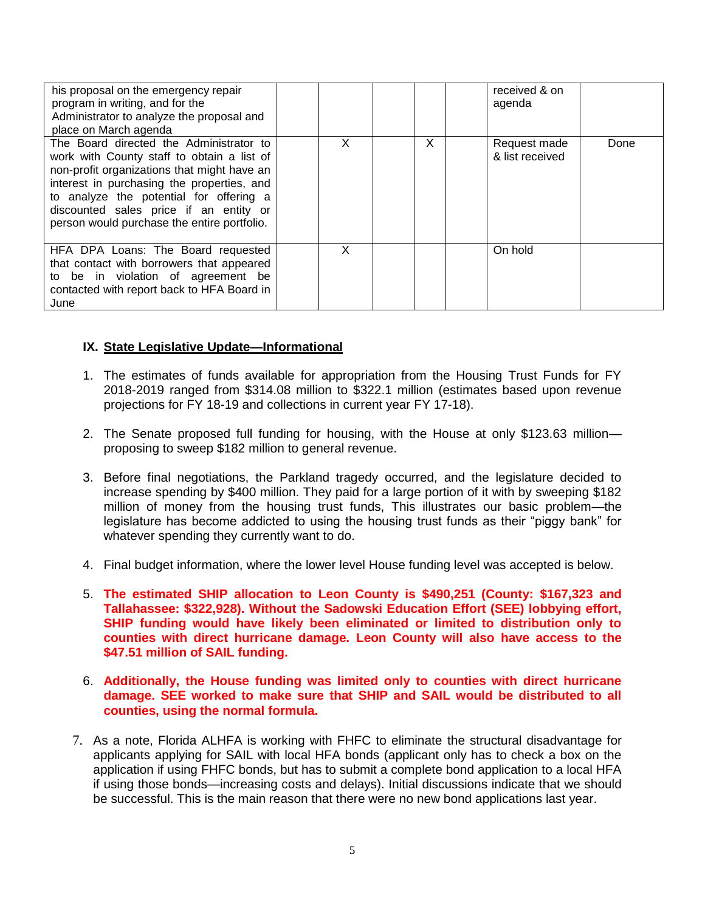| | | | | | | | |
|---|---|---|---|---|---|---|---|
| his proposal on the emergency repair program in writing, and for the Administrator to analyze the proposal and place on March agenda | | | | | | received & on agenda | |
| The Board directed the Administrator to work with County staff to obtain a list of non-profit organizations that might have an interest in purchasing the properties, and to analyze the potential for offering a discounted sales price if an entity or person would purchase the entire portfolio. | | X | | X | | Request made & list received | Done |
| HFA DPA Loans: The Board requested that contact with borrowers that appeared to be in violation of agreement be contacted with report back to HFA Board in June | | X | | | | On hold | |

## IX. State Legislative Update—Informational

1. The estimates of funds available for appropriation from the Housing Trust Funds for FY 2018-2019 ranged from $314.08 million to $322.1 million (estimates based upon revenue projections for FY 18-19 and collections in current year FY 17-18).

2. The Senate proposed full funding for housing, with the House at only $123.63 million—proposing to sweep $182 million to general revenue.

3. Before final negotiations, the Parkland tragedy occurred, and the legislature decided to increase spending by $400 million. They paid for a large portion of it with by sweeping $182 million of money from the housing trust funds, This illustrates our basic problem—the legislature has become addicted to using the housing trust funds as their "piggy bank" for whatever spending they currently want to do.

4. Final budget information, where the lower level House funding level was accepted is below.

5. **The estimated SHIP allocation to Leon County is $490,251 (County: $167,323 and Tallahassee: $322,928). Without the Sadowski Education Effort (SEE) lobbying effort, SHIP funding would have likely been eliminated or limited to distribution only to counties with direct hurricane damage. Leon County will also have access to the $47.51 million of SAIL funding.**

6. **Additionally, the House funding was limited only to counties with direct hurricane damage. SEE worked to make sure that SHIP and SAIL would be distributed to all counties, using the normal formula.**

7. As a note, Florida ALHFA is working with FHFC to eliminate the structural disadvantage for applicants applying for SAIL with local HFA bonds (applicant only has to check a box on the application if using FHFC bonds, but has to submit a complete bond application to a local HFA if using those bonds—increasing costs and delays). Initial discussions indicate that we should be successful. This is the main reason that there were no new bond applications last year.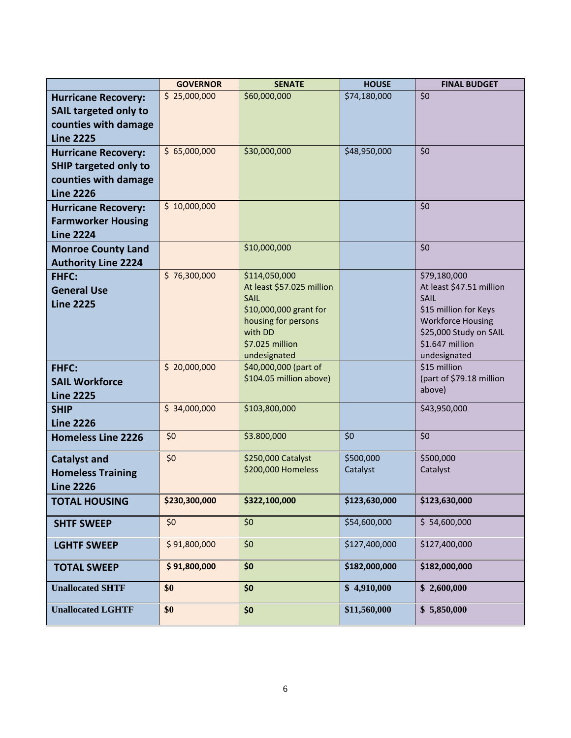| | GOVERNOR | SENATE | HOUSE | FINAL BUDGET |
|---|---|---|---|---|
| **Hurricane Recovery: SAIL targeted only to counties with damage Line 2225** | $ 25,000,000 | $60,000,000 | $74,180,000 | $0 |
| **Hurricane Recovery: SHIP targeted only to counties with damage Line 2226** | $ 65,000,000 | $30,000,000 | $48,950,000 | $0 |
| **Hurricane Recovery: Farmworker Housing Line 2224** | $ 10,000,000 | | | $0 |
| **Monroe County Land Authority Line 2224** | | $10,000,000 | | $0 |
| **FHFC: General Use Line 2225** | $ 76,300,000 | $114,050,000 At least $57.025 million SAIL $10,000,000 grant for housing for persons with DD $7.025 million undesignated | | $79,180,000 At least $47.51 million SAIL $15 million for Keys Workforce Housing $25,000 Study on SAIL $1.647 million undesignated |
| **FHFC: SAIL Workforce Line 2225** | $ 20,000,000 | $40,000,000 (part of $104.05 million above) | | $15 million (part of $79.18 million above) |
| **SHIP Line 2226** | $ 34,000,000 | $103,800,000 | | $43,950,000 |
| **Homeless Line 2226** | $0 | $3.800,000 | $0 | $0 |
| **Catalyst and Homeless Training Line 2226** | $0 | $250,000 Catalyst $200,000 Homeless | $500,000 Catalyst | $500,000 Catalyst |
| **TOTAL HOUSING** | **$230,300,000** | **$322,100,000** | **$123,630,000** | **$123,630,000** |
| **SHTF SWEEP** | $0 | $0 | $54,600,000 | $ 54,600,000 |
| **LGHTF SWEEP** | $ 91,800,000 | $0 | $127,400,000 | $127,400,000 |
| **TOTAL SWEEP** | **$ 91,800,000** | **$0** | **$182,000,000** | **$182,000,000** |
| **Unallocated SHTF** | **$0** | **$0** | **$ 4,910,000** | **$ 2,600,000** |
| **Unallocated LGHTF** | **$0** | **$0** | **$11,560,000** | **$ 5,850,000** |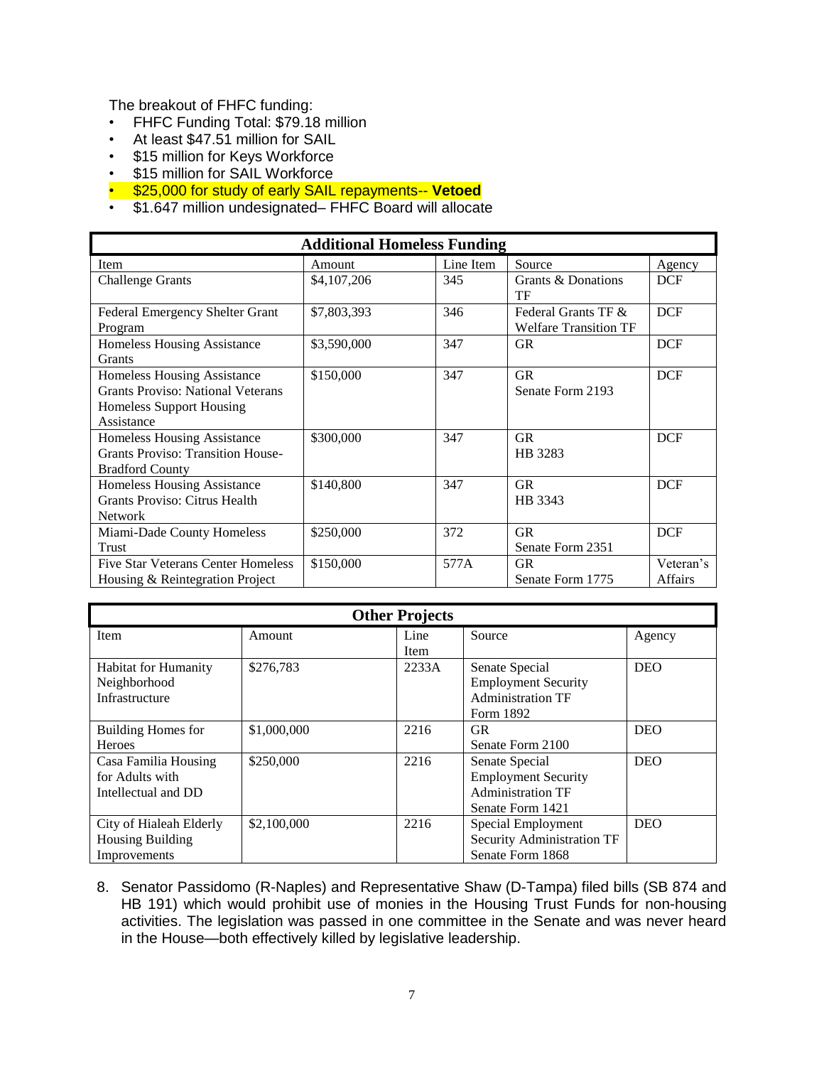The breakout of FHFC funding:

- FHFC Funding Total: $79.18 million
- At least $47.51 million for SAIL
- $15 million for Keys Workforce
- $15 million for SAIL Workforce
- $25,000 for study of early SAIL repayments-- **Vetoed**
- $1.647 million undesignated– FHFC Board will allocate

| **Additional Homeless Funding** | | | | |
|---|---|---|---|---|
| Item | Amount | Line Item | Source | Agency |
| Challenge Grants | $4,107,206 | 345 | Grants & Donations TF | DCF |
| Federal Emergency Shelter Grant Program | $7,803,393 | 346 | Federal Grants TF & Welfare Transition TF | DCF |
| Homeless Housing Assistance Grants | $3,590,000 | 347 | GR | DCF |
| Homeless Housing Assistance Grants Proviso: National Veterans Homeless Support Housing Assistance | $150,000 | 347 | GR Senate Form 2193 | DCF |
| Homeless Housing Assistance Grants Proviso: Transition House-Bradford County | $300,000 | 347 | GR HB 3283 | DCF |
| Homeless Housing Assistance Grants Proviso: Citrus Health Network | $140,800 | 347 | GR HB 3343 | DCF |
| Miami-Dade County Homeless Trust | $250,000 | 372 | GR Senate Form 2351 | DCF |
| Five Star Veterans Center Homeless Housing & Reintegration Project | $150,000 | 577A | GR Senate Form 1775 | Veteran's Affairs |

| **Other Projects** | | | | |
|---|---|---|---|---|
| Item | Amount | Line Item | Source | Agency |
| Habitat for Humanity Neighborhood Infrastructure | $276,783 | 2233A | Senate Special Employment Security Administration TF Form 1892 | DEO |
| Building Homes for Heroes | $1,000,000 | 2216 | GR Senate Form 2100 | DEO |
| Casa Familia Housing for Adults with Intellectual and DD | $250,000 | 2216 | Senate Special Employment Security Administration TF Senate Form 1421 | DEO |
| City of Hialeah Elderly Housing Building Improvements | $2,100,000 | 2216 | Special Employment Security Administration TF Senate Form 1868 | DEO |

8. Senator Passidomo (R-Naples) and Representative Shaw (D-Tampa) filed bills (SB 874 and HB 191) which would prohibit use of monies in the Housing Trust Funds for non-housing activities. The legislation was passed in one committee in the Senate and was never heard in the House—both effectively killed by legislative leadership.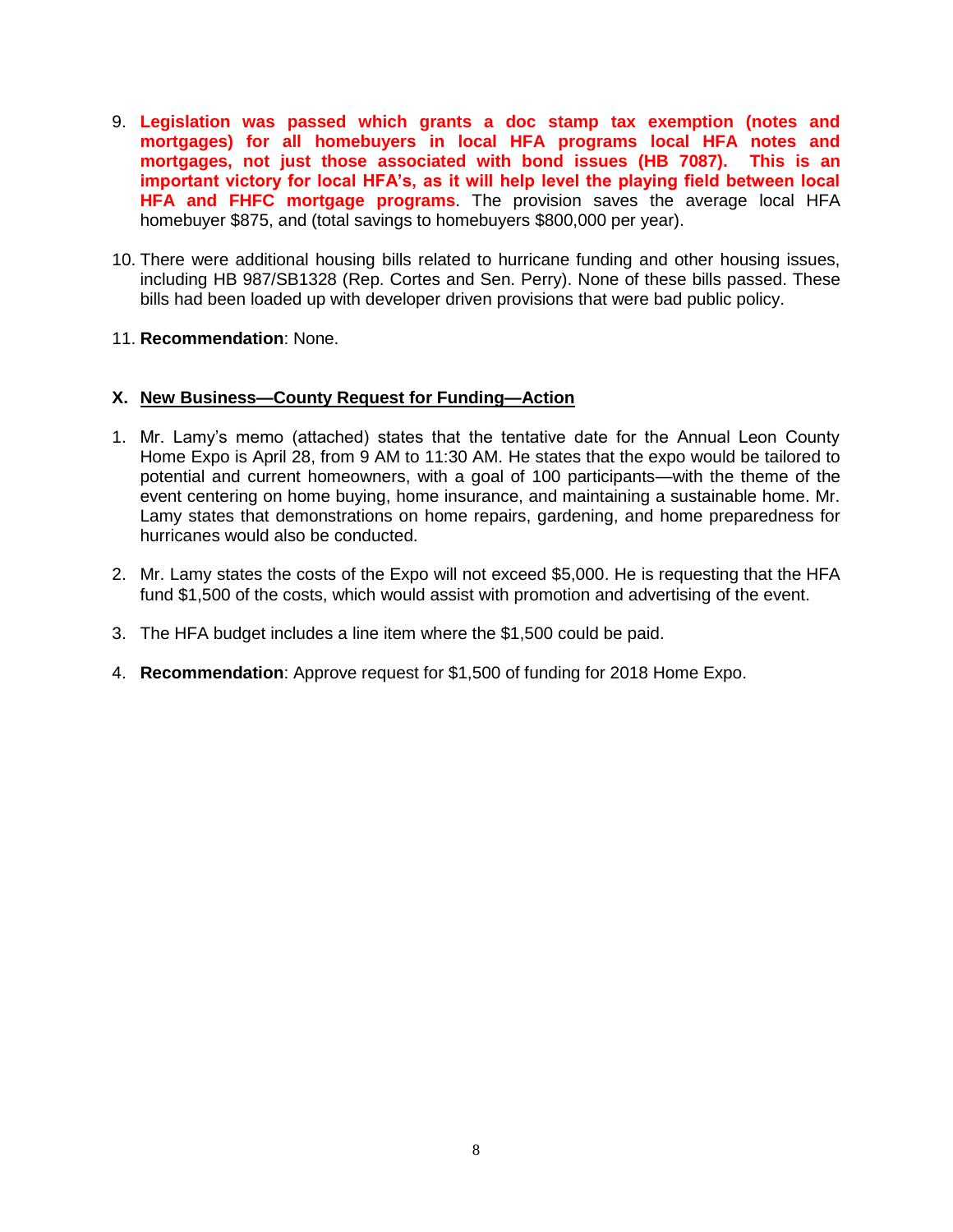9. **Legislation was passed which grants a doc stamp tax exemption (notes and mortgages) for all homebuyers in local HFA programs local HFA notes and mortgages, not just those associated with bond issues (HB 7087). This is an important victory for local HFA's, as it will help level the playing field between local HFA and FHFC mortgage programs**. The provision saves the average local HFA homebuyer $875, and (total savings to homebuyers $800,000 per year).

10. There were additional housing bills related to hurricane funding and other housing issues, including HB 987/SB1328 (Rep. Cortes and Sen. Perry). None of these bills passed. These bills had been loaded up with developer driven provisions that were bad public policy.

11. **Recommendation**: None.

### X. New Business—County Request for Funding—Action

1. Mr. Lamy's memo (attached) states that the tentative date for the Annual Leon County Home Expo is April 28, from 9 AM to 11:30 AM. He states that the expo would be tailored to potential and current homeowners, with a goal of 100 participants—with the theme of the event centering on home buying, home insurance, and maintaining a sustainable home. Mr. Lamy states that demonstrations on home repairs, gardening, and home preparedness for hurricanes would also be conducted.

2. Mr. Lamy states the costs of the Expo will not exceed $5,000. He is requesting that the HFA fund $1,500 of the costs, which would assist with promotion and advertising of the event.

3. The HFA budget includes a line item where the $1,500 could be paid.

4. **Recommendation**: Approve request for $1,500 of funding for 2018 Home Expo.